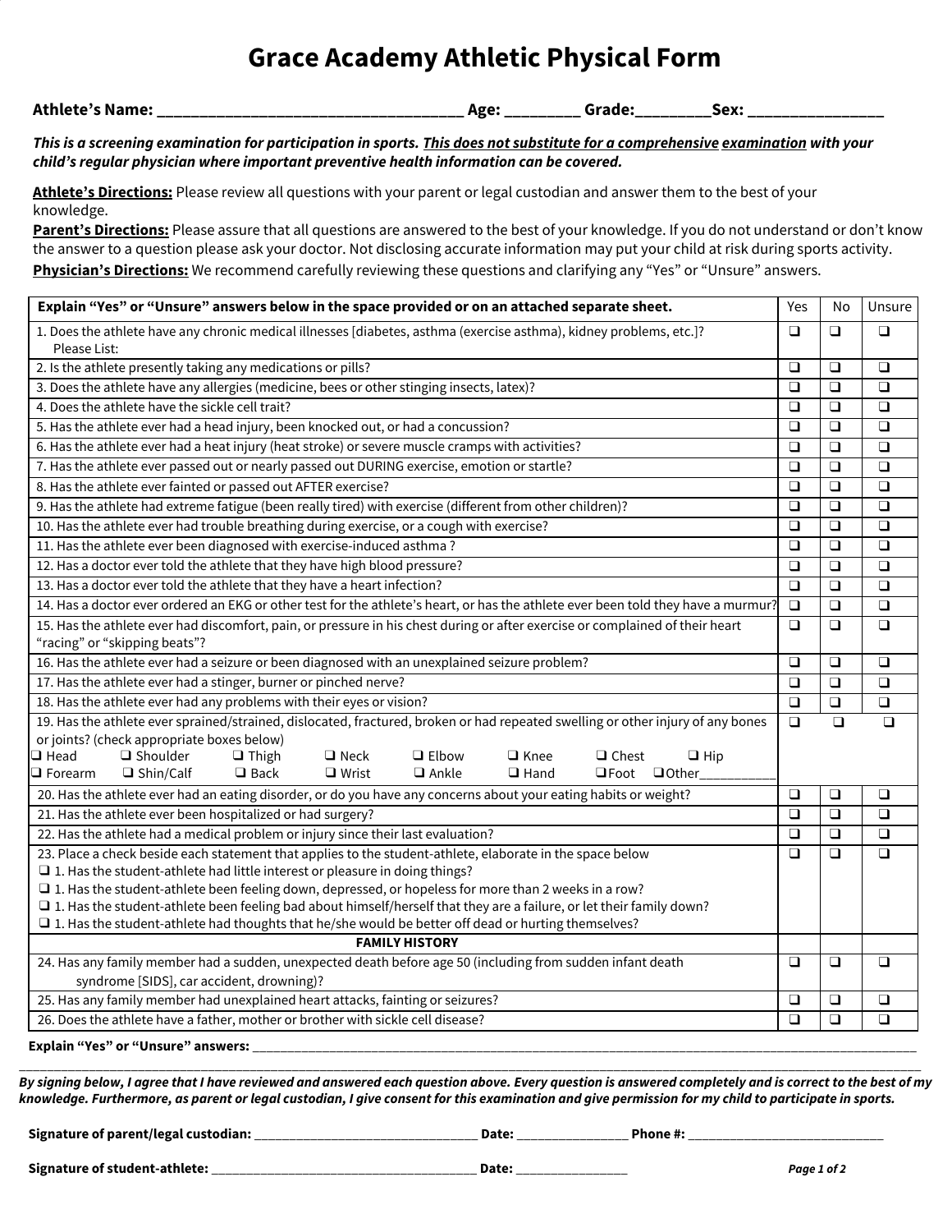# Grace Academy Athletic Physical Form

**Athlete's Name:** ____________________________________ **Age:** _________ **Grade:**_________ **Sex:** ________________

***This is a screening examination for participation in sports. This does not substitute for a comprehensive examination with your child's regular physician where important preventive health information can be covered.***

**Athlete's Directions:** Please review all questions with your parent or legal custodian and answer them to the best of your knowledge.
**Parent's Directions:** Please assure that all questions are answered to the best of your knowledge. If you do not understand or don't know the answer to a question please ask your doctor. Not disclosing accurate information may put your child at risk during sports activity.
**Physician's Directions:** We recommend carefully reviewing these questions and clarifying any "Yes" or "Unsure" answers.

| **Explain "Yes" or "Unsure" answers below in the space provided or on an attached separate sheet.** | Yes | No | Unsure |
|---|---|---|---|
| 1. Does the athlete have any chronic medical illnesses [diabetes, asthma (exercise asthma), kidney problems, etc.]? Please List: | ❑ | ❑ | ❑ |
| 2. Is the athlete presently taking any medications or pills? | ❑ | ❑ | ❑ |
| 3. Does the athlete have any allergies (medicine, bees or other stinging insects, latex)? | ❑ | ❑ | ❑ |
| 4. Does the athlete have the sickle cell trait? | ❑ | ❑ | ❑ |
| 5. Has the athlete ever had a head injury, been knocked out, or had a concussion? | ❑ | ❑ | ❑ |
| 6. Has the athlete ever had a heat injury (heat stroke) or severe muscle cramps with activities? | ❑ | ❑ | ❑ |
| 7. Has the athlete ever passed out or nearly passed out DURING exercise, emotion or startle? | ❑ | ❑ | ❑ |
| 8. Has the athlete ever fainted or passed out AFTER exercise? | ❑ | ❑ | ❑ |
| 9. Has the athlete had extreme fatigue (been really tired) with exercise (different from other children)? | ❑ | ❑ | ❑ |
| 10. Has the athlete ever had trouble breathing during exercise, or a cough with exercise? | ❑ | ❑ | ❑ |
| 11. Has the athlete ever been diagnosed with exercise-induced asthma ? | ❑ | ❑ | ❑ |
| 12. Has a doctor ever told the athlete that they have high blood pressure? | ❑ | ❑ | ❑ |
| 13. Has a doctor ever told the athlete that they have a heart infection? | ❑ | ❑ | ❑ |
| 14. Has a doctor ever ordered an EKG or other test for the athlete's heart, or has the athlete ever been told they have a murmur? | ❑ | ❑ | ❑ |
| 15. Has the athlete ever had discomfort, pain, or pressure in his chest during or after exercise or complained of their heart "racing" or "skipping beats"? | ❑ | ❑ | ❑ |
| 16. Has the athlete ever had a seizure or been diagnosed with an unexplained seizure problem? | ❑ | ❑ | ❑ |
| 17. Has the athlete ever had a stinger, burner or pinched nerve? | ❑ | ❑ | ❑ |
| 18. Has the athlete ever had any problems with their eyes or vision? | ❑ | ❑ | ❑ |
| 19. Has the athlete ever sprained/strained, dislocated, fractured, broken or had repeated swelling or other injury of any bones or joints? (check appropriate boxes below) ❑ Head ❑ Shoulder ❑ Thigh ❑ Neck ❑ Elbow ❑ Knee ❑ Chest ❑ Hip ❑ Forearm ❑ Shin/Calf ❑ Back ❑ Wrist ❑ Ankle ❑ Hand ❑ Foot ❑ Other__________ | ❑ | ❑ | ❑ |
| 20. Has the athlete ever had an eating disorder, or do you have any concerns about your eating habits or weight? | ❑ | ❑ | ❑ |
| 21. Has the athlete ever been hospitalized or had surgery? | ❑ | ❑ | ❑ |
| 22. Has the athlete had a medical problem or injury since their last evaluation? | ❑ | ❑ | ❑ |
| 23. Place a check beside each statement that applies to the student-athlete, elaborate in the space below ❑ 1. Has the student-athlete had little interest or pleasure in doing things? ❑ 1. Has the student-athlete been feeling down, depressed, or hopeless for more than 2 weeks in a row? ❑ 1. Has the student-athlete been feeling bad about himself/herself that they are a failure, or let their family down? ❑ 1. Has the student-athlete had thoughts that he/she would be better off dead or hurting themselves? | ❑ | ❑ | ❑ |
| **FAMILY HISTORY** | | | |
| 24. Has any family member had a sudden, unexpected death before age 50 (including from sudden infant death syndrome [SIDS], car accident, drowning)? | ❑ | ❑ | ❑ |
| 25. Has any family member had unexplained heart attacks, fainting or seizures? | ❑ | ❑ | ❑ |
| 26. Does the athlete have a father, mother or brother with sickle cell disease? | ❑ | ❑ | ❑ |

**Explain "Yes" or "Unsure" answers:** ____________________________________________________________________________

____________________________________________________________________________________________________

***By signing below, I agree that I have reviewed and answered each question above. Every question is answered completely and is correct to the best of my knowledge. Furthermore, as parent or legal custodian, I give consent for this examination and give permission for my child to participate in sports.***

**Signature of parent/legal custodian:** _________________________________ **Date:** ________________ **Phone #:** ____________________________

**Signature of student-athlete:** _______________________________________ **Date:** ________________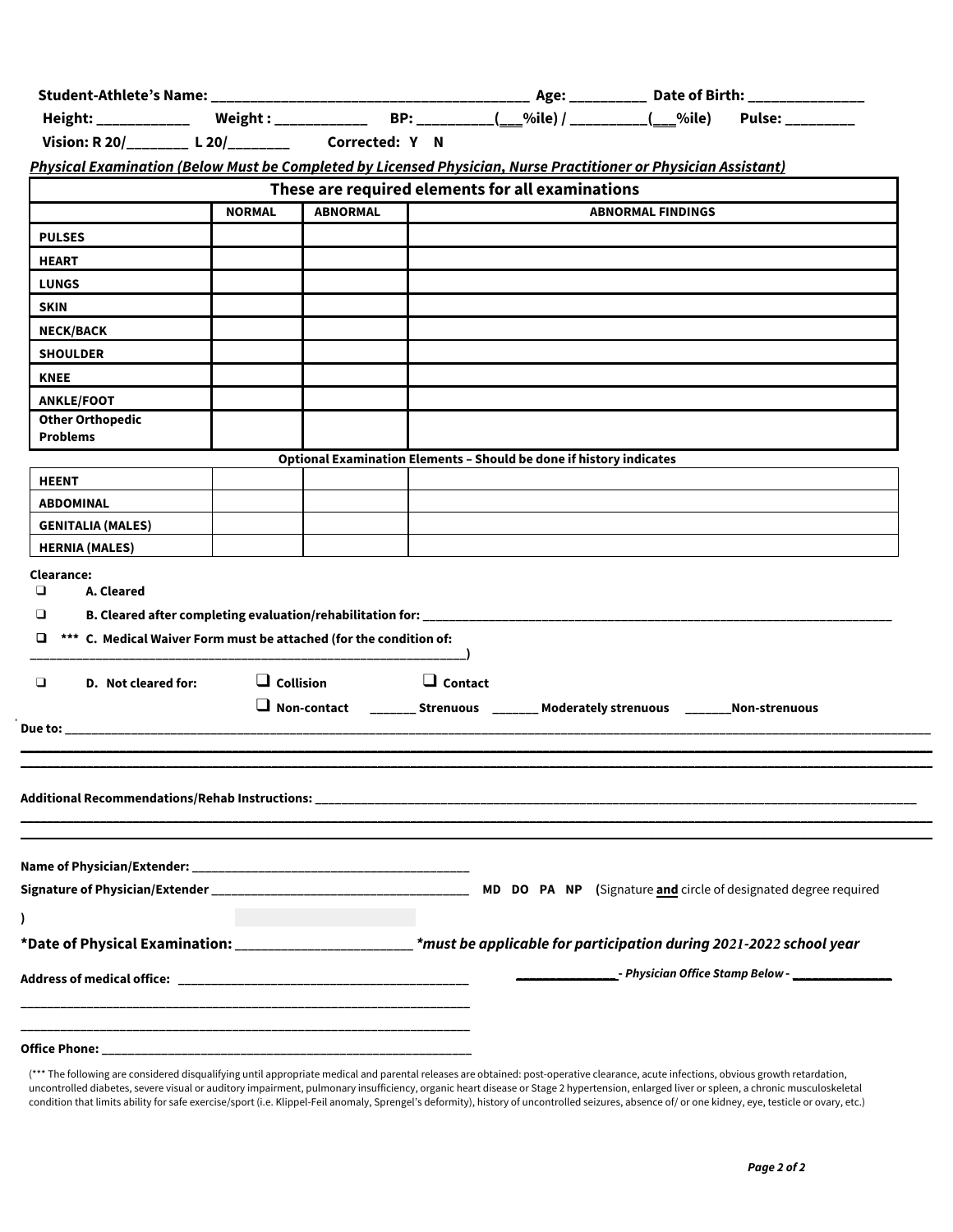**Student-Athlete's Name:** ________________________________________ **Age:** __________ **Date of Birth:** _______________

**Height:** ____________ **Weight :** ____________ **BP:** __________(___%ile) / __________(___%ile) **Pulse:** _________

**Vision: R 20/**________ **L 20/**________ **Corrected: Y N**

***Physical Examination (Below Must be Completed by Licensed Physician, Nurse Practitioner or Physician Assistant)***

| These are required elements for all examinations | | | |
|---|---|---|---|
| | **NORMAL** | **ABNORMAL** | **ABNORMAL FINDINGS** |
| **PULSES** | | | |
| **HEART** | | | |
| **LUNGS** | | | |
| **SKIN** | | | |
| **NECK/BACK** | | | |
| **SHOULDER** | | | |
| **KNEE** | | | |
| **ANKLE/FOOT** | | | |
| **Other Orthopedic Problems** | | | |
| **Optional Examination Elements – Should be done if history indicates** | | | |
| **HEENT** | | | |
| **ABDOMINAL** | | | |
| **GENITALIA (MALES)** | | | |
| **HERNIA (MALES)** | | | |

**Clearance:**

- ❑ **A. Cleared**
- ❑ **B. Cleared after completing evaluation/rehabilitation for:** ________________________________________
- ❑ ***** C. Medical Waiver Form must be attached (for the condition of:** ________________________________________**)**
- ❑ **D. Not cleared for:** ❑ **Collision** ❑ **Contact**
  ❑ **Non-contact** _______ **Strenuous** _______ **Moderately strenuous** _______ **Non-strenuous**

**Due to:** ________________________________________________________________________________

________________________________________________________________________________

________________________________________________________________________________

**Additional Recommendations/Rehab Instructions:** ________________________________________________

________________________________________________________________________________

________________________________________________________________________________

**Name of Physician/Extender:** ________________________________________

**Signature of Physician/Extender** ________________________________________ **MD DO PA NP (**Signature **and** circle of designated degree required **)**

**\*Date of Physical Examination:** ______________________ ***\*must be applicable for participation during 2021-2022 school year***

**Address of medical office:** ________________________________________

________________________________________

________________________________________

***______________- Physician Office Stamp Below - ______________***

**Office Phone:** ________________________________________

(*** The following are considered disqualifying until appropriate medical and parental releases are obtained: post-operative clearance, acute infections, obvious growth retardation, uncontrolled diabetes, severe visual or auditory impairment, pulmonary insufficiency, organic heart disease or Stage 2 hypertension, enlarged liver or spleen, a chronic musculoskeletal condition that limits ability for safe exercise/sport (i.e. Klippel-Feil anomaly, Sprengel's deformity), history of uncontrolled seizures, absence of/ or one kidney, eye, testicle or ovary, etc.)